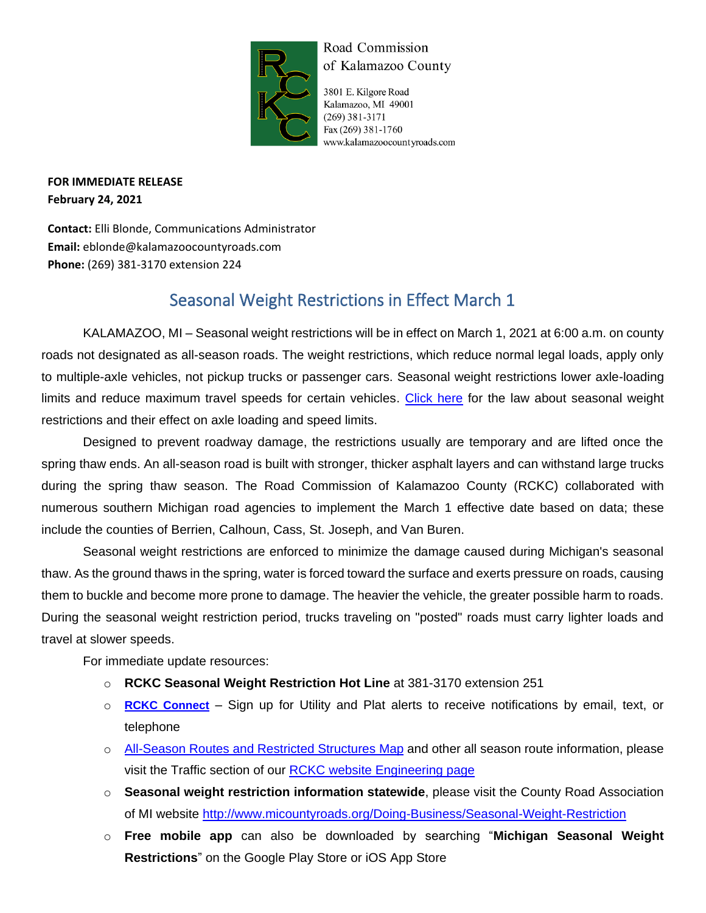Road Commission of Kalamazoo County

3801 E. Kilgore Road
Kalamazoo, MI 49001
(269) 381-3171
Fax (269) 381-1760
www.kalamazoocountyroads.com

**FOR IMMEDIATE RELEASE**
**February 24, 2021**

**Contact:** Elli Blonde, Communications Administrator
**Email:** eblonde@kalamazoocountyroads.com
**Phone:** (269) 381-3170 extension 224

# Seasonal Weight Restrictions in Effect March 1

KALAMAZOO, MI – Seasonal weight restrictions will be in effect on March 1, 2021 at 6:00 a.m. on county roads not designated as all-season roads. The weight restrictions, which reduce normal legal loads, apply only to multiple-axle vehicles, not pickup trucks or passenger cars. Seasonal weight restrictions lower axle-loading limits and reduce maximum travel speeds for certain vehicles. Click here for the law about seasonal weight restrictions and their effect on axle loading and speed limits.

Designed to prevent roadway damage, the restrictions usually are temporary and are lifted once the spring thaw ends. An all-season road is built with stronger, thicker asphalt layers and can withstand large trucks during the spring thaw season. The Road Commission of Kalamazoo County (RCKC) collaborated with numerous southern Michigan road agencies to implement the March 1 effective date based on data; these include the counties of Berrien, Calhoun, Cass, St. Joseph, and Van Buren.

Seasonal weight restrictions are enforced to minimize the damage caused during Michigan's seasonal thaw. As the ground thaws in the spring, water is forced toward the surface and exerts pressure on roads, causing them to buckle and become more prone to damage. The heavier the vehicle, the greater possible harm to roads. During the seasonal weight restriction period, trucks traveling on "posted" roads must carry lighter loads and travel at slower speeds.

For immediate update resources:

- **RCKC Seasonal Weight Restriction Hot Line** at 381-3170 extension 251
- **RCKC Connect** – Sign up for Utility and Plat alerts to receive notifications by email, text, or telephone
- All-Season Routes and Restricted Structures Map and other all season route information, please visit the Traffic section of our RCKC website Engineering page
- **Seasonal weight restriction information statewide**, please visit the County Road Association of MI website http://www.micountyroads.org/Doing-Business/Seasonal-Weight-Restriction
- **Free mobile app** can also be downloaded by searching "**Michigan Seasonal Weight Restrictions**" on the Google Play Store or iOS App Store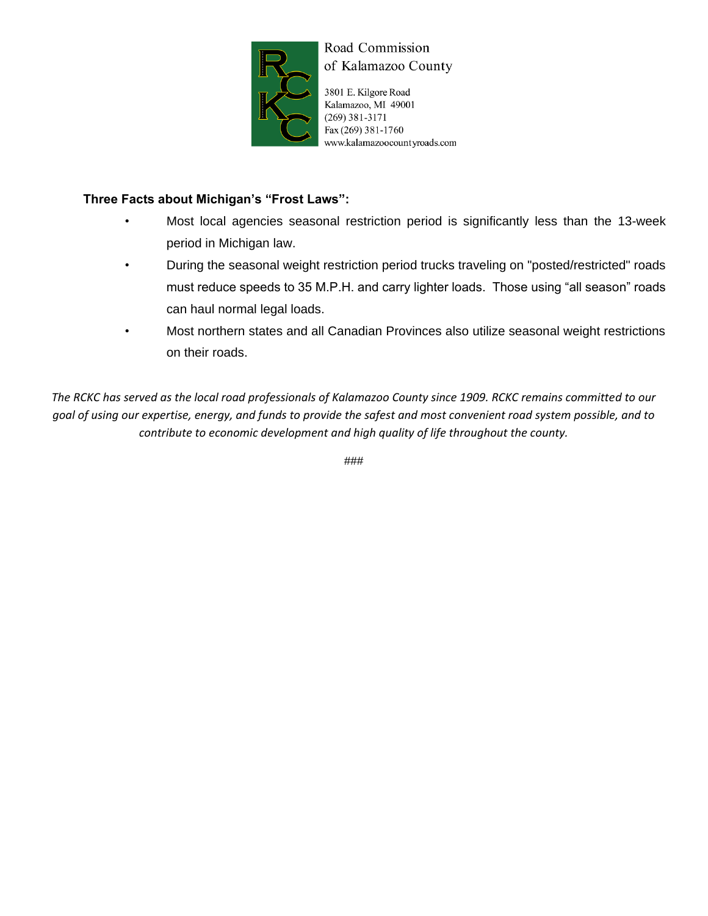Road Commission
of Kalamazoo County

3801 E. Kilgore Road
Kalamazoo, MI 49001
(269) 381-3171
Fax (269) 381-1760
www.kalamazoocountyroads.com

**Three Facts about Michigan's "Frost Laws":**

- Most local agencies seasonal restriction period is significantly less than the 13-week period in Michigan law.
- During the seasonal weight restriction period trucks traveling on "posted/restricted" roads must reduce speeds to 35 M.P.H. and carry lighter loads. Those using "all season" roads can haul normal legal loads.
- Most northern states and all Canadian Provinces also utilize seasonal weight restrictions on their roads.

*The RCKC has served as the local road professionals of Kalamazoo County since 1909. RCKC remains committed to our goal of using our expertise, energy, and funds to provide the safest and most convenient road system possible, and to contribute to economic development and high quality of life throughout the county.*

###